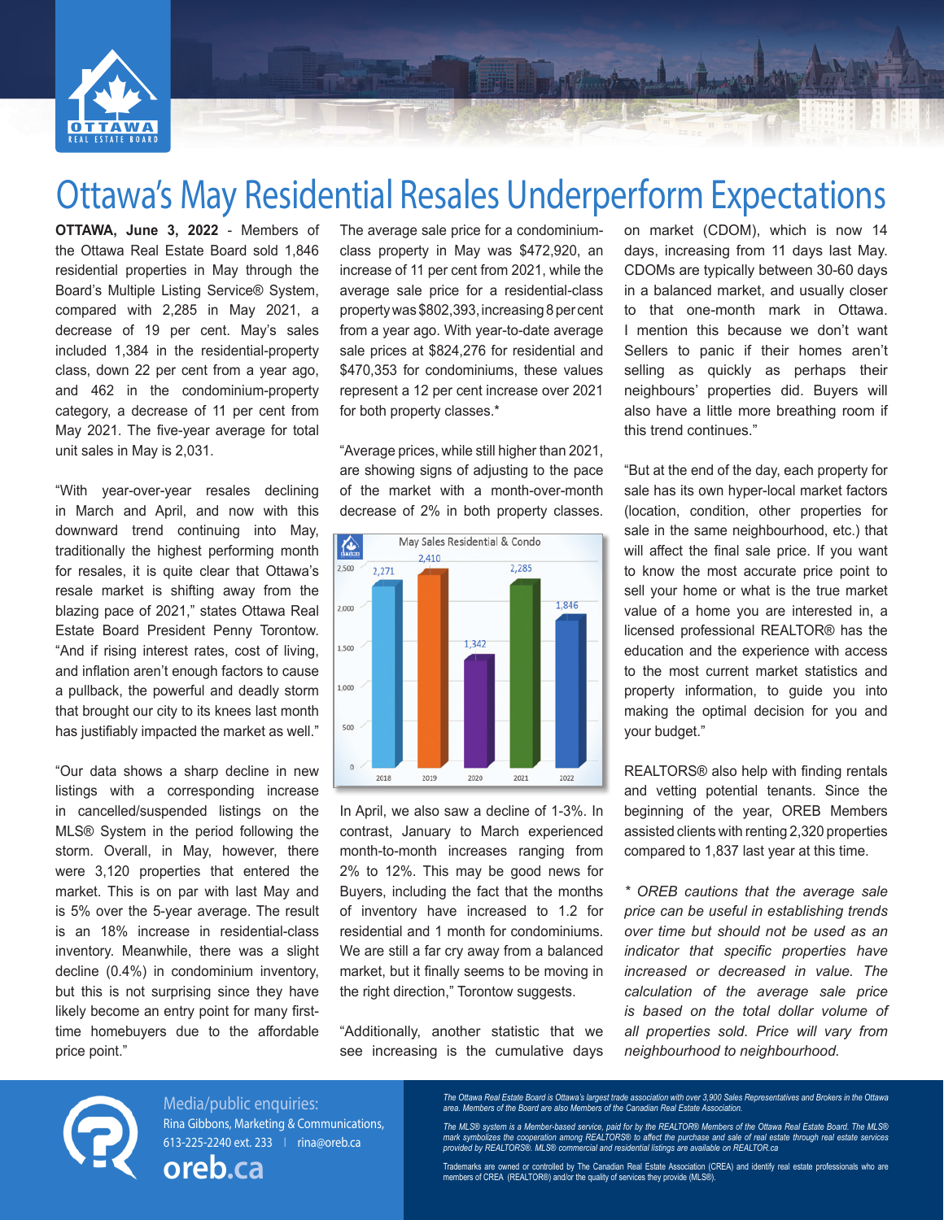# Ottawa's May Residential Resales Underperform Expectations

**OTTAWA, June 3, 2022** - Members of the Ottawa Real Estate Board sold 1,846 residential properties in May through the Board's Multiple Listing Service® System, compared with 2,285 in May 2021, a decrease of 19 per cent. May's sales included 1,384 in the residential-property class, down 22 per cent from a year ago, and 462 in the condominium-property category, a decrease of 11 per cent from May 2021. The five-year average for total unit sales in May is 2,031.

"With year-over-year resales declining in March and April, and now with this downward trend continuing into May, traditionally the highest performing month for resales, it is quite clear that Ottawa's resale market is shifting away from the blazing pace of 2021," states Ottawa Real Estate Board President Penny Torontow. "And if rising interest rates, cost of living, and inflation aren't enough factors to cause a pullback, the powerful and deadly storm that brought our city to its knees last month has justifiably impacted the market as well."

"Our data shows a sharp decline in new listings with a corresponding increase in cancelled/suspended listings on the MLS® System in the period following the storm. Overall, in May, however, there were 3,120 properties that entered the market. This is on par with last May and is 5% over the 5-year average. The result is an 18% increase in residential-class inventory. Meanwhile, there was a slight decline (0.4%) in condominium inventory, but this is not surprising since they have likely become an entry point for many first-time homebuyers due to the affordable price point."

The average sale price for a condominium-class property in May was $472,920, an increase of 11 per cent from 2021, while the average sale price for a residential-class property was $802,393, increasing 8 per cent from a year ago. With year-to-date average sale prices at $824,276 for residential and $470,353 for condominiums, these values represent a 12 per cent increase over 2021 for both property classes.*

"Average prices, while still higher than 2021, are showing signs of adjusting to the pace of the market with a month-over-month decrease of 2% in both property classes.

**May Sales Residential & Condo**

| Year | Sales |
|---|---|
| 2018 | 2,271 |
| 2019 | 2,410 |
| 2020 | 1,342 |
| 2021 | 2,285 |
| 2022 | 1,846 |

In April, we also saw a decline of 1-3%. In contrast, January to March experienced month-to-month increases ranging from 2% to 12%. This may be good news for Buyers, including the fact that the months of inventory have increased to 1.2 for residential and 1 month for condominiums. We are still a far cry away from a balanced market, but it finally seems to be moving in the right direction," Torontow suggests.

"Additionally, another statistic that we see increasing is the cumulative days on market (CDOM), which is now 14 days, increasing from 11 days last May. CDOMs are typically between 30-60 days in a balanced market, and usually closer to that one-month mark in Ottawa. I mention this because we don't want Sellers to panic if their homes aren't selling as quickly as perhaps their neighbours' properties did. Buyers will also have a little more breathing room if this trend continues."

"But at the end of the day, each property for sale has its own hyper-local market factors (location, condition, other properties for sale in the same neighbourhood, etc.) that will affect the final sale price. If you want to know the most accurate price point to sell your home or what is the true market value of a home you are interested in, a licensed professional REALTOR® has the education and the experience with access to the most current market statistics and property information, to guide you into making the optimal decision for you and your budget."

REALTORS® also help with finding rentals and vetting potential tenants. Since the beginning of the year, OREB Members assisted clients with renting 2,320 properties compared to 1,837 last year at this time.

*\* OREB cautions that the average sale price can be useful in establishing trends over time but should not be used as an indicator that specific properties have increased or decreased in value. The calculation of the average sale price is based on the total dollar volume of all properties sold. Price will vary from neighbourhood to neighbourhood.*

Media/public enquiries:
Rina Gibbons, Marketing & Communications,
613-225-2240 ext. 233 | rina@oreb.ca
oreb.ca

*The Ottawa Real Estate Board is Ottawa's largest trade association with over 3,900 Sales Representatives and Brokers in the Ottawa area. Members of the Board are also Members of the Canadian Real Estate Association.*

*The MLS® system is a Member-based service, paid for by the REALTOR® Members of the Ottawa Real Estate Board. The MLS® mark symbolizes the cooperation among REALTORS® to affect the purchase and sale of real estate through real estate services provided by REALTORS®. MLS® commercial and residential listings are available on REALTOR.ca*

Trademarks are owned or controlled by The Canadian Real Estate Association (CREA) and identify real estate professionals who are members of CREA (REALTOR®) and/or the quality of services they provide (MLS®).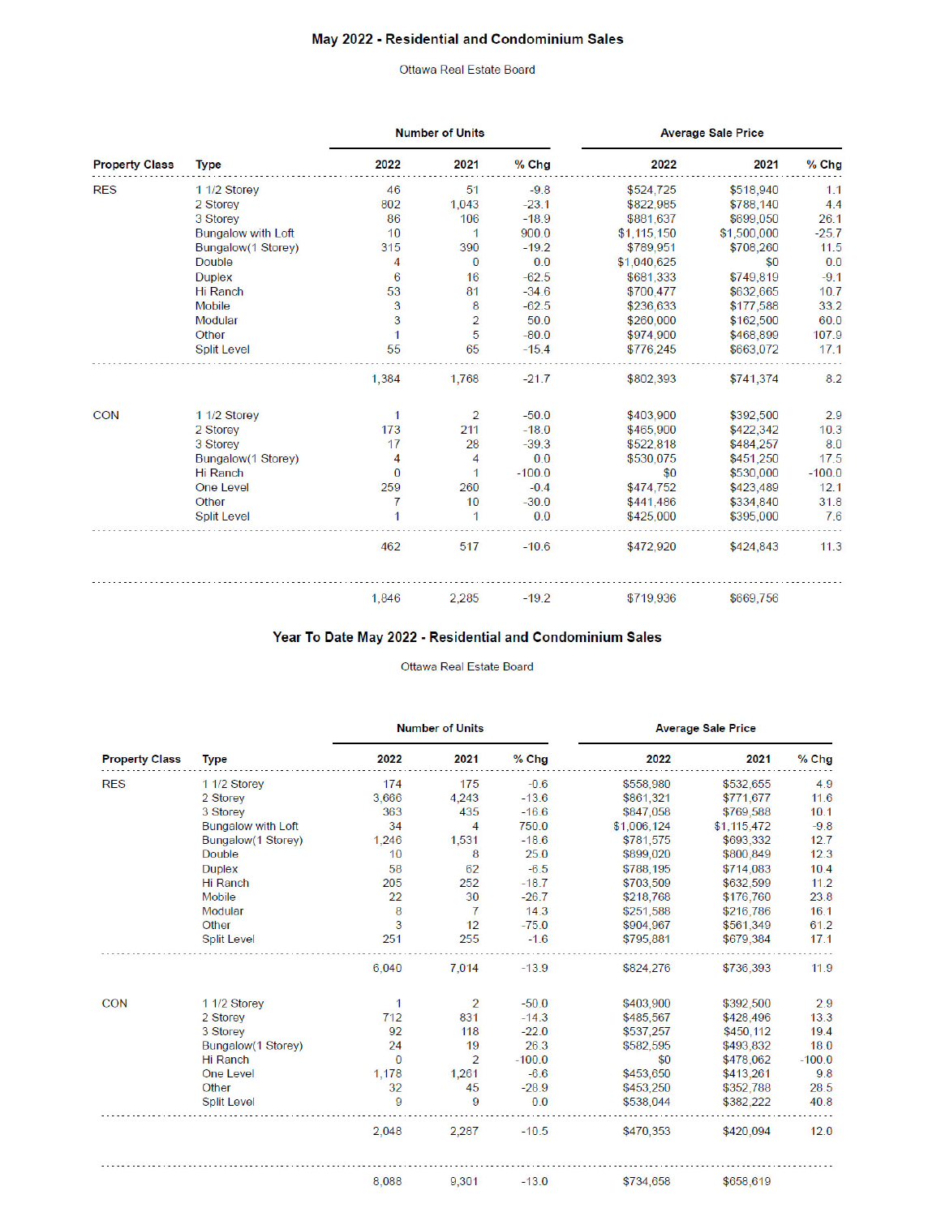## May 2022 - Residential and Condominium Sales

Ottawa Real Estate Board

| Property Class | Type | Number of Units | | | Average Sale Price | | |
|---|---|---|---|---|---|---|---|
| | | 2022 | 2021 | % Chg | 2022 | 2021 | % Chg |
| RES | 1 1/2 Storey | 46 | 51 | -9.8 | $524,725 | $518,940 | 1.1 |
| | 2 Storey | 802 | 1,043 | -23.1 | $822,985 | $788,140 | 4.4 |
| | 3 Storey | 86 | 106 | -18.9 | $881,637 | $699,050 | 26.1 |
| | Bungalow with Loft | 10 | 1 | 900.0 | $1,115,150 | $1,500,000 | -25.7 |
| | Bungalow(1 Storey) | 315 | 390 | -19.2 | $789,951 | $708,260 | 11.5 |
| | Double | 4 | 0 | 0.0 | $1,040,625 | $0 | 0.0 |
| | Duplex | 6 | 16 | -62.5 | $681,333 | $749,819 | -9.1 |
| | Hi Ranch | 53 | 81 | -34.6 | $700,477 | $632,665 | 10.7 |
| | Mobile | 3 | 8 | -62.5 | $236,633 | $177,588 | 33.2 |
| | Modular | 3 | 2 | 50.0 | $260,000 | $162,500 | 60.0 |
| | Other | 1 | 5 | -80.0 | $974,900 | $468,899 | 107.9 |
| | Split Level | 55 | 65 | -15.4 | $776,245 | $663,072 | 17.1 |
| | | 1,384 | 1,768 | -21.7 | $802,393 | $741,374 | 8.2 |
| CON | 1 1/2 Storey | 1 | 2 | -50.0 | $403,900 | $392,500 | 2.9 |
| | 2 Storey | 173 | 211 | -18.0 | $465,900 | $422,342 | 10.3 |
| | 3 Storey | 17 | 28 | -39.3 | $522,818 | $484,257 | 8.0 |
| | Bungalow(1 Storey) | 4 | 4 | 0.0 | $530,075 | $451,250 | 17.5 |
| | Hi Ranch | 0 | 1 | -100.0 | $0 | $530,000 | -100.0 |
| | One Level | 259 | 260 | -0.4 | $474,752 | $423,489 | 12.1 |
| | Other | 7 | 10 | -30.0 | $441,486 | $334,640 | 31.8 |
| | Split Level | 1 | 1 | 0.0 | $425,000 | $395,000 | 7.6 |
| | | 462 | 517 | -10.6 | $472,920 | $424,843 | 11.3 |
| | | 1,846 | 2,285 | -19.2 | $719,936 | $669,756 | |

## Year To Date May 2022 - Residential and Condominium Sales

Ottawa Real Estate Board

| Property Class | Type | Number of Units | | | Average Sale Price | | |
|---|---|---|---|---|---|---|---|
| | | 2022 | 2021 | % Chg | 2022 | 2021 | % Chg |
| RES | 1 1/2 Storey | 174 | 175 | -0.6 | $558,980 | $532,655 | 4.9 |
| | 2 Storey | 3,666 | 4,243 | -13.6 | $861,321 | $771,677 | 11.6 |
| | 3 Storey | 363 | 435 | -16.6 | $847,058 | $769,588 | 10.1 |
| | Bungalow with Loft | 34 | 4 | 750.0 | $1,006,124 | $1,115,472 | -9.8 |
| | Bungalow(1 Storey) | 1,246 | 1,531 | -18.6 | $781,575 | $693,332 | 12.7 |
| | Double | 10 | 8 | 25.0 | $899,020 | $800,849 | 12.3 |
| | Duplex | 58 | 62 | -6.5 | $788,195 | $714,083 | 10.4 |
| | Hi Ranch | 205 | 252 | -18.7 | $703,509 | $632,599 | 11.2 |
| | Mobile | 22 | 30 | -26.7 | $218,768 | $176,760 | 23.8 |
| | Modular | 8 | 7 | 14.3 | $251,588 | $216,786 | 16.1 |
| | Other | 3 | 12 | -75.0 | $904,967 | $561,349 | 61.2 |
| | Split Level | 251 | 255 | -1.6 | $795,881 | $679,384 | 17.1 |
| | | 6,040 | 7,014 | -13.9 | $824,276 | $736,393 | 11.9 |
| CON | 1 1/2 Storey | 1 | 2 | -50.0 | $403,900 | $392,500 | 2.9 |
| | 2 Storey | 712 | 831 | -14.3 | $485,567 | $428,496 | 13.3 |
| | 3 Storey | 92 | 118 | -22.0 | $537,257 | $450,112 | 19.4 |
| | Bungalow(1 Storey) | 24 | 19 | 26.3 | $582,595 | $493,832 | 18.0 |
| | Hi Ranch | 0 | 2 | -100.0 | $0 | $478,062 | -100.0 |
| | One Level | 1,178 | 1,261 | -6.6 | $453,650 | $413,261 | 9.8 |
| | Other | 32 | 45 | -28.9 | $453,250 | $352,788 | 28.5 |
| | Split Level | 9 | 9 | 0.0 | $538,044 | $382,222 | 40.8 |
| | | 2,048 | 2,287 | -10.5 | $470,353 | $420,094 | 12.0 |
| | | 8,088 | 9,301 | -13.0 | $734,658 | $658,619 | |